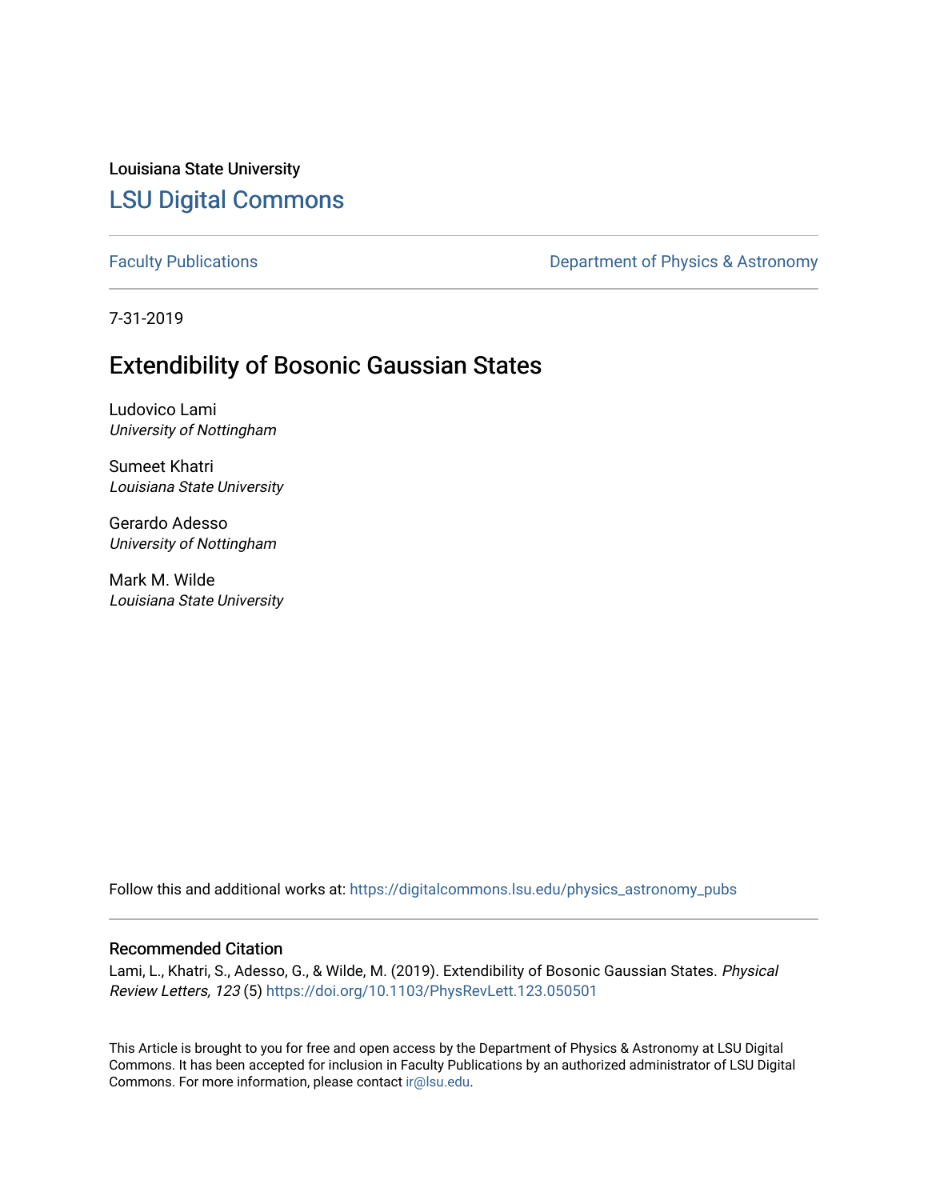Louisiana State University

# LSU Digital Commons

Faculty Publications | Department of Physics & Astronomy

7-31-2019

## Extendibility of Bosonic Gaussian States

Ludovico Lami
*University of Nottingham*

Sumeet Khatri
*Louisiana State University*

Gerardo Adesso
*University of Nottingham*

Mark M. Wilde
*Louisiana State University*

Follow this and additional works at: https://digitalcommons.lsu.edu/physics_astronomy_pubs

### Recommended Citation

Lami, L., Khatri, S., Adesso, G., & Wilde, M. (2019). Extendibility of Bosonic Gaussian States. *Physical Review Letters, 123* (5) https://doi.org/10.1103/PhysRevLett.123.050501

This Article is brought to you for free and open access by the Department of Physics & Astronomy at LSU Digital Commons. It has been accepted for inclusion in Faculty Publications by an authorized administrator of LSU Digital Commons. For more information, please contact ir@lsu.edu.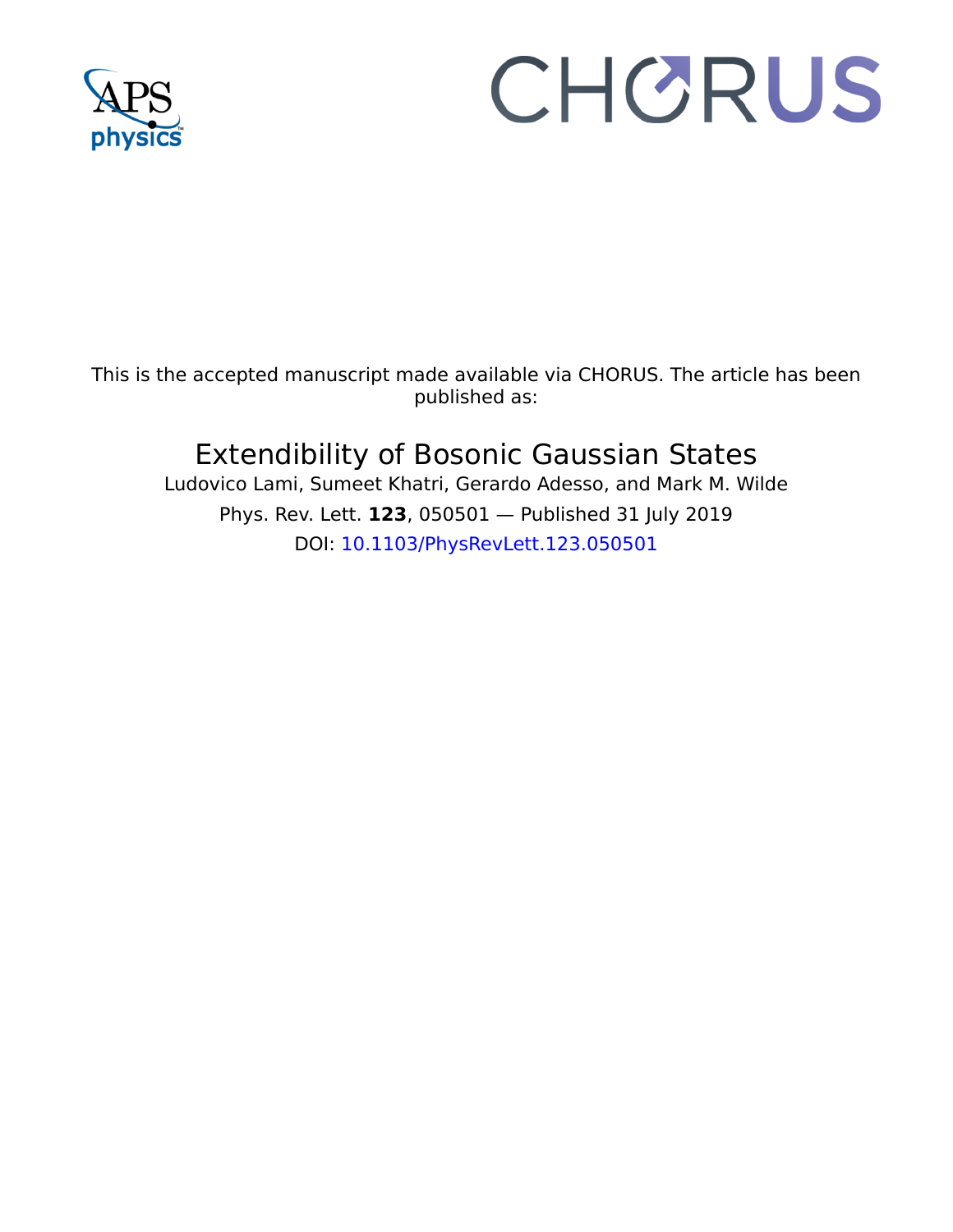This is the accepted manuscript made available via CHORUS. The article has been published as:

# Extendibility of Bosonic Gaussian States

Ludovico Lami, Sumeet Khatri, Gerardo Adesso, and Mark M. Wilde

Phys. Rev. Lett. **123**, 050501 — Published 31 July 2019

DOI: 10.1103/PhysRevLett.123.050501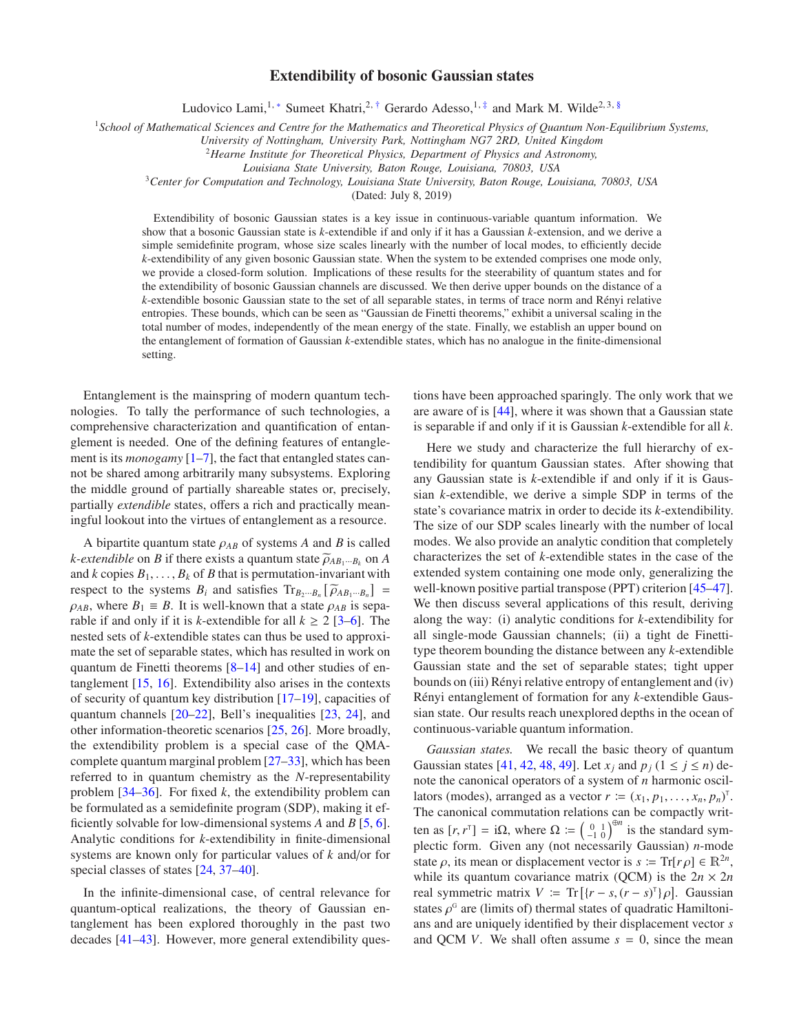# Extendibility of bosonic Gaussian states

Ludovico Lami,[1,*] Sumeet Khatri,[2,†] Gerardo Adesso,[1,‡] and Mark M. Wilde[2,3,§]

[1]*School of Mathematical Sciences and Centre for the Mathematics and Theoretical Physics of Quantum Non-Equilibrium Systems, University of Nottingham, University Park, Nottingham NG7 2RD, United Kingdom*

[2]*Hearne Institute for Theoretical Physics, Department of Physics and Astronomy, Louisiana State University, Baton Rouge, Louisiana, 70803, USA*

[3]*Center for Computation and Technology, Louisiana State University, Baton Rouge, Louisiana, 70803, USA*

(Dated: July 8, 2019)

Extendibility of bosonic Gaussian states is a key issue in continuous-variable quantum information. We show that a bosonic Gaussian state is $k$-extendible if and only if it has a Gaussian $k$-extension, and we derive a simple semidefinite program, whose size scales linearly with the number of local modes, to efficiently decide $k$-extendibility of any given bosonic Gaussian state. When the system to be extended comprises one mode only, we provide a closed-form solution. Implications of these results for the steerability of quantum states and for the extendibility of bosonic Gaussian channels are discussed. We then derive upper bounds on the distance of a $k$-extendible bosonic Gaussian state to the set of all separable states, in terms of trace norm and Rényi relative entropies. These bounds, which can be seen as "Gaussian de Finetti theorems," exhibit a universal scaling in the total number of modes, independently of the mean energy of the state. Finally, we establish an upper bound on the entanglement of formation of Gaussian $k$-extendible states, which has no analogue in the finite-dimensional setting.

Entanglement is the mainspring of modern quantum technologies. To tally the performance of such technologies, a comprehensive characterization and quantification of entanglement is needed. One of the defining features of entanglement is its *monogamy* [1–7], the fact that entangled states cannot be shared among arbitrarily many subsystems. Exploring the middle ground of partially shareable states or, precisely, partially *extendible* states, offers a rich and practically meaningful lookout into the virtues of entanglement as a resource.

A bipartite quantum state $\rho_{AB}$ of systems $A$ and $B$ is called *k-extendible* on $B$ if there exists a quantum state $\widetilde{\rho}_{AB_1\cdots B_k}$ on $A$ and $k$ copies $B_1, \ldots, B_k$ of $B$ that is permutation-invariant with respect to the systems $B_i$ and satisfies $\mathrm{Tr}_{B_2\cdots B_n}\left[\widetilde{\rho}_{AB_1\cdots B_n}\right] = \rho_{AB}$, where $B_1 \equiv B$. It is well-known that a state $\rho_{AB}$ is separable if and only if it is $k$-extendible for all $k \geq 2$ [3–6]. The nested sets of $k$-extendible states can thus be used to approximate the set of separable states, which has resulted in work on quantum de Finetti theorems [8–14] and other studies of entanglement [15, 16]. Extendibility also arises in the contexts of security of quantum key distribution [17–19], capacities of quantum channels [20–22], Bell's inequalities [23, 24], and other information-theoretic scenarios [25, 26]. More broadly, the extendibility problem is a special case of the QMA-complete quantum marginal problem [27–33], which has been referred to in quantum chemistry as the $N$-representability problem [34–36]. For fixed $k$, the extendibility problem can be formulated as a semidefinite program (SDP), making it efficiently solvable for low-dimensional systems $A$ and $B$ [5, 6]. Analytic conditions for $k$-extendibility in finite-dimensional systems are known only for particular values of $k$ and/or for special classes of states [24, 37–40].

In the infinite-dimensional case, of central relevance for quantum-optical realizations, the theory of Gaussian entanglement has been explored thoroughly in the past two decades [41–43]. However, more general extendibility questions have been approached sparingly. The only work that we are aware of is [44], where it was shown that a Gaussian state is separable if and only if it is Gaussian $k$-extendible for all $k$.

Here we study and characterize the full hierarchy of extendibility for quantum Gaussian states. After showing that any Gaussian state is $k$-extendible if and only if it is Gaussian $k$-extendible, we derive a simple SDP in terms of the state's covariance matrix in order to decide its $k$-extendibility. The size of our SDP scales linearly with the number of local modes. We also provide an analytic condition that completely characterizes the set of $k$-extendible states in the case of the extended system containing one mode only, generalizing the well-known positive partial transpose (PPT) criterion [45–47]. We then discuss several applications of this result, deriving along the way: (i) analytic conditions for $k$-extendibility for all single-mode Gaussian channels; (ii) a tight de Finetti-type theorem bounding the distance between any $k$-extendible Gaussian state and the set of separable states; tight upper bounds on (iii) Rényi relative entropy of entanglement and (iv) Rényi entanglement of formation for any $k$-extendible Gaussian state. Our results reach unexplored depths in the ocean of continuous-variable quantum information.

*Gaussian states.* We recall the basic theory of quantum Gaussian states [41, 42, 48, 49]. Let $x_j$ and $p_j$ ($1 \leq j \leq n$) denote the canonical operators of a system of $n$ harmonic oscillators (modes), arranged as a vector $r \coloneqq (x_1, p_1, \ldots, x_n, p_n)^\intercal$. The canonical commutation relations can be compactly written as $[r, r^\intercal] = i\Omega$, where $\Omega \coloneqq \left(\begin{smallmatrix} 0 & 1 \\ -1 & 0 \end{smallmatrix}\right)^{\oplus n}$ is the standard symplectic form. Given any (not necessarily Gaussian) $n$-mode state $\rho$, its mean or displacement vector is $s \coloneqq \mathrm{Tr}[r\rho] \in \mathbb{R}^{2n}$, while its quantum covariance matrix (QCM) is the $2n \times 2n$ real symmetric matrix $V \coloneqq \mathrm{Tr}\left[\{r - s, (r - s)^\intercal\}\rho\right]$. Gaussian states $\rho^{\mathrm{G}}$ are (limits of) thermal states of quadratic Hamiltonians and are uniquely identified by their displacement vector $s$ and QCM $V$. We shall often assume $s = 0$, since the mean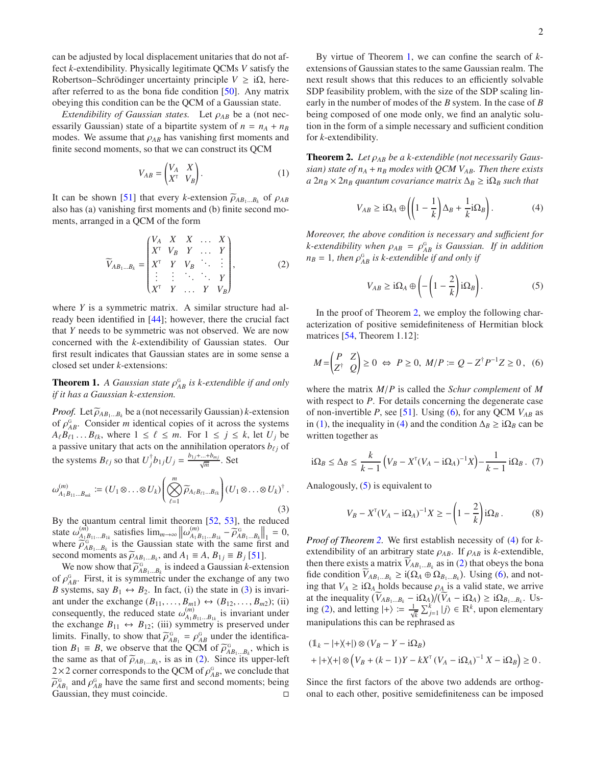can be adjusted by local displacement unitaries that do not affect $k$-extendibility. Physically legitimate QCMs $V$ satisfy the Robertson–Schrödinger uncertainty principle $V \geq i\Omega$, hereafter referred to as the bona fide condition [50]. Any matrix obeying this condition can be the QCM of a Gaussian state.

*Extendibility of Gaussian states.* Let $\rho_{AB}$ be a (not necessarily Gaussian) state of a bipartite system of $n = n_A + n_B$ modes. We assume that $\rho_{AB}$ has vanishing first moments and finite second moments, so that we can construct its QCM

$$V_{AB} = \begin{pmatrix} V_A & X \\ X^\intercal & V_B \end{pmatrix}. \tag{1}$$

It can be shown [51] that every $k$-extension $\widetilde{\rho}_{AB_1\ldots B_k}$ of $\rho_{AB}$ also has (a) vanishing first moments and (b) finite second moments, arranged in a QCM of the form

$$\widetilde{V}_{AB_1\ldots B_k} = \begin{pmatrix} V_A & X & X & \ldots & X \\ X^\intercal & V_B & Y & \ldots & Y \\ X^\intercal & Y & V_B & \ddots & \vdots \\ \vdots & \vdots & \ddots & \ddots & Y \\ X^\intercal & Y & \ldots & Y & V_B \end{pmatrix}, \tag{2}$$

where $Y$ is a symmetric matrix. A similar structure had already been identified in [44]; however, there the crucial fact that $Y$ needs to be symmetric was not observed. We are now concerned with the $k$-extendibility of Gaussian states. Our first result indicates that Gaussian states are in some sense a closed set under $k$-extensions:

**Theorem 1.** *A Gaussian state $\rho^{\text{G}}_{AB}$ is $k$-extendible if and only if it has a Gaussian $k$-extension.*

*Proof.* Let $\widetilde{\rho}_{AB_1\ldots B_k}$ be a (not necessarily Gaussian) $k$-extension of $\rho^{\text{G}}_{AB}$. Consider $m$ identical copies of it across the systems $A_\ell B_{\ell 1}\ldots B_{\ell k}$, where $1 \leq \ell \leq m$. For $1 \leq j \leq k$, let $U_j$ be a passive unitary that acts on the annihilation operators $b_{\ell j}$ of the systems $B_{\ell j}$ so that $U_j^\dagger b_{1j} U_j = \frac{b_{1j}+\ldots+b_{mj}}{\sqrt{m}}$. Set

$$\omega^{(m)}_{A_1B_{11}\ldots B_{mk}} \coloneqq (U_1\otimes\ldots\otimes U_k)\left(\bigotimes_{\ell=1}^{m} \widetilde{\rho}_{A_\ell B_{\ell 1}\ldots B_{\ell k}}\right)(U_1\otimes\ldots\otimes U_k)^\dagger . \tag{3}$$

By the quantum central limit theorem [52, 53], the reduced state $\omega^{(m)}_{A_1B_{11}\ldots B_{1k}}$ satisfies $\lim_{m\to\infty} \left\| \omega^{(m)}_{A_1B_{11}\ldots B_{1k}} - \widetilde{\rho}^{\text{G}}_{AB_1\ldots B_k}\right\|_1 = 0$, where $\widetilde{\rho}^{\text{G}}_{AB_1\ldots B_k}$ is the Gaussian state with the same first and second moments as $\widetilde{\rho}_{AB_1\ldots B_k}$, and $A_1 \equiv A$, $B_{1j} \equiv B_j$ [51].

We now show that $\widetilde{\rho}^{\text{G}}_{AB_1\ldots B_k}$ is indeed a Gaussian $k$-extension of $\rho^{\text{G}}_{AB}$. First, it is symmetric under the exchange of any two $B$ systems, say $B_1 \leftrightarrow B_2$. In fact, (i) the state in (3) is invariant under the exchange $(B_{11},\ldots,B_{m1}) \leftrightarrow (B_{12},\ldots,B_{m2})$; (ii) consequently, the reduced state $\omega^{(m)}_{A_1B_{11}\ldots B_{1k}}$ is invariant under the exchange $B_{11} \leftrightarrow B_{12}$; (iii) symmetry is preserved under limits. Finally, to show that $\widetilde{\rho}^{\text{G}}_{AB_1} = \rho^{\text{G}}_{AB}$ under the identification $B_1 \equiv B$, we observe that the QCM of $\widetilde{\rho}^{\text{G}}_{AB_1\ldots B_k}$, which is the same as that of $\widetilde{\rho}_{AB_1\ldots B_k}$, is as in (2). Since its upper-left $2\times 2$ corner corresponds to the QCM of $\rho^{\text{G}}_{AB}$, we conclude that $\widetilde{\rho}^{\text{G}}_{AB_1}$ and $\rho^{\text{G}}_{AB}$ have the same first and second moments; being Gaussian, they must coincide. ◻

By virtue of Theorem 1, we can confine the search of $k$-extensions of Gaussian states to the same Gaussian realm. The next result shows that this reduces to an efficiently solvable SDP feasibility problem, with the size of the SDP scaling linearly in the number of modes of the $B$ system. In the case of $B$ being composed of one mode only, we find an analytic solution in the form of a simple necessary and sufficient condition for $k$-extendibility.

**Theorem 2.** *Let $\rho_{AB}$ be a $k$-extendible (not necessarily Gaussian) state of $n_A + n_B$ modes with QCM $V_{AB}$. Then there exists a $2n_B \times 2n_B$ quantum covariance matrix $\Delta_B \geq i\Omega_B$ such that*

$$V_{AB} \geq i\Omega_A \oplus \left(\left(1-\frac{1}{k}\right)\Delta_B + \frac{1}{k} i\Omega_B\right). \tag{4}$$

*Moreover, the above condition is necessary and sufficient for $k$-extendibility when $\rho_{AB} = \rho^{\text{G}}_{AB}$ is Gaussian. If in addition $n_B = 1$, then $\rho^{\text{G}}_{AB}$ is $k$-extendible if and only if*

$$V_{AB} \geq i\Omega_A \oplus \left(-\left(1-\frac{2}{k}\right) i\Omega_B\right). \tag{5}$$

In the proof of Theorem 2, we employ the following characterization of positive semidefiniteness of Hermitian block matrices [54, Theorem 1.12]:

$$M = \begin{pmatrix} P & Z \\ Z^\dagger & Q \end{pmatrix} \geq 0 \;\Leftrightarrow\; P \geq 0,\; M/P \coloneqq Q - Z^\dagger P^{-1} Z \geq 0\,, \tag{6}$$

where the matrix $M/P$ is called the *Schur complement* of $M$ with respect to $P$. For details concerning the degenerate case of non-invertible $P$, see [51]. Using (6), for any QCM $V_{AB}$ as in (1), the inequality in (4) and the condition $\Delta_B \geq i\Omega_B$ can be written together as

$$i\Omega_B \leq \Delta_B \leq \frac{k}{k-1}\left(V_B - X^\intercal (V_A - i\Omega_A)^{-1} X\right) - \frac{1}{k-1}\, i\Omega_B\,. \tag{7}$$

Analogously, (5) is equivalent to

$$V_B - X^\intercal (V_A - i\Omega_A)^{-1} X \geq -\left(1-\frac{2}{k}\right) i\Omega_B\,. \tag{8}$$

*Proof of Theorem 2.* We first establish necessity of (4) for $k$-extendibility of an arbitrary state $\rho_{AB}$. If $\rho_{AB}$ is $k$-extendible, then there exists a matrix $\widetilde{V}_{AB_1\ldots B_k}$ as in (2) that obeys the bona fide condition $\widetilde{V}_{AB_1\ldots B_k} \geq i(\Omega_A \oplus \Omega_{B_1\ldots B_k})$. Using (6), and noting that $V_A \geq i\Omega_A$ holds because $\rho_A$ is a valid state, we arrive at the inequality $(\widetilde{V}_{AB_1\ldots B_k} - i\Omega_A)/(V_A - i\Omega_A) \geq i\Omega_{B_1\ldots B_k}$. Using (2), and letting $|+\rangle \coloneqq \frac{1}{\sqrt{k}}\sum_{j=1}^k |j\rangle \in \mathbb{R}^k$, upon elementary manipulations this can be rephrased as

$$\begin{aligned} &(\mathbb{1}_k - |+\rangle\!\langle+|) \otimes (V_B - Y - i\Omega_B) \\ &+ |+\rangle\!\langle+| \otimes \left(V_B + (k-1)Y - kX^\intercal (V_A - i\Omega_A)^{-1} X - i\Omega_B\right) \geq 0\,. \end{aligned}$$

Since the first factors of the above two addends are orthogonal to each other, positive semidefiniteness can be imposed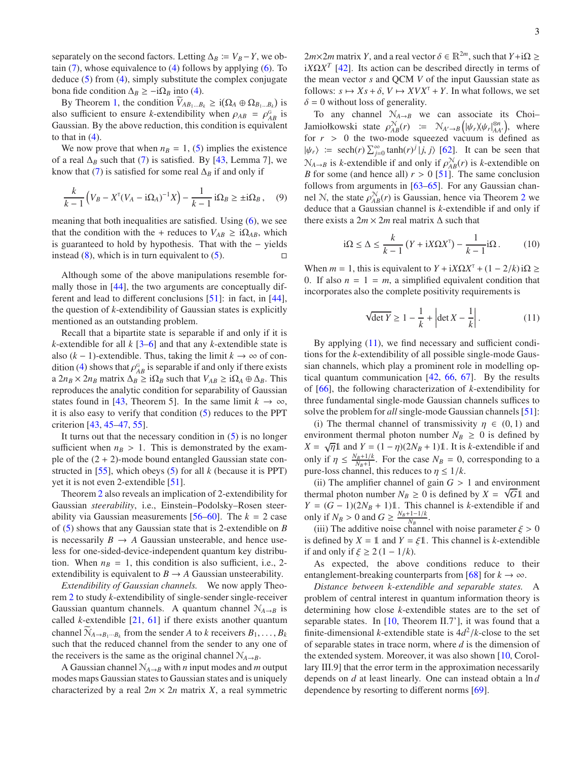separately on the second factors. Letting $\Delta_B \coloneqq V_B - Y$, we obtain (7), whose equivalence to (4) follows by applying (6). To deduce (5) from (4), simply substitute the complex conjugate bona fide condition $\Delta_B \geq -i\Omega_B$ into (4).

By Theorem 1, the condition $\widetilde{V}_{AB_1...B_k} \geq i(\Omega_A \oplus \Omega_{B_1...B_k})$ is also sufficient to ensure $k$-extendibility when $\rho_{AB} = \rho^{G}_{AB}$ is Gaussian. By the above reduction, this condition is equivalent to that in (4).

We now prove that when $n_B = 1$, (5) implies the existence of a real $\Delta_B$ such that (7) is satisfied. By [43, Lemma 7], we know that (7) is satisfied for some real $\Delta_B$ if and only if

$$\frac{k}{k-1}\left(V_B - X^{\intercal}(V_A - i\Omega_A)^{-1}X\right) - \frac{1}{k-1}\,i\Omega_B \geq \pm i\Omega_B\,, \quad (9)$$

meaning that both inequalities are satisfied. Using (6), we see that the condition with the + reduces to $V_{AB} \geq i\Omega_{AB}$, which is guaranteed to hold by hypothesis. That with the − yields instead (8), which is in turn equivalent to (5). □

Although some of the above manipulations resemble formally those in [44], the two arguments are conceptually different and lead to different conclusions [51]: in fact, in [44], the question of $k$-extendibility of Gaussian states is explicitly mentioned as an outstanding problem.

Recall that a bipartite state is separable if and only if it is $k$-extendible for all $k$ [3–6] and that any $k$-extendible state is also $(k-1)$-extendible. Thus, taking the limit $k \to \infty$ of condition (4) shows that $\rho^{G}_{AB}$ is separable if and only if there exists a $2n_B \times 2n_B$ matrix $\Delta_B \geq i\Omega_B$ such that $V_{AB} \geq i\Omega_A \oplus \Delta_B$. This reproduces the analytic condition for separability of Gaussian states found in [43, Theorem 5]. In the same limit $k \to \infty$, it is also easy to verify that condition (5) reduces to the PPT criterion [43, 45–47, 55].

It turns out that the necessary condition in (5) is no longer sufficient when $n_B > 1$. This is demonstrated by the example of the $(2+2)$-mode bound entangled Gaussian state constructed in [55], which obeys (5) for all $k$ (because it is PPT) yet it is not even 2-extendible [51].

Theorem 2 also reveals an implication of 2-extendibility for Gaussian *steerability*, i.e., Einstein–Podolsky–Rosen steerability via Gaussian measurements [56–60]. The $k = 2$ case of (5) shows that any Gaussian state that is 2-extendible on $B$ is necessarily $B \to A$ Gaussian unsteerable, and hence useless for one-sided-device-independent quantum key distribution. When $n_B = 1$, this condition is also sufficient, i.e., 2-extendibility is equivalent to $B \to A$ Gaussian unsteerability.

*Extendibility of Gaussian channels.* We now apply Theorem 2 to study $k$-extendibility of single-sender single-receiver Gaussian quantum channels. A quantum channel $\mathcal{N}_{A\to B}$ is called $k$-extendible [21, 61] if there exists another quantum channel $\widetilde{\mathcal{N}}_{A\to B_1\cdots B_k}$ from the sender $A$ to $k$ receivers $B_1, \ldots, B_k$ such that the reduced channel from the sender to any one of the receivers is the same as the original channel $\mathcal{N}_{A\to B}$.

A Gaussian channel $\mathcal{N}_{A\to B}$ with $n$ input modes and $m$ output modes maps Gaussian states to Gaussian states and is uniquely characterized by a real $2m \times 2n$ matrix $X$, a real symmetric $2m\times 2m$ matrix $Y$, and a real vector $\delta \in \mathbb{R}^{2m}$, such that $Y + i\Omega \geq iX\Omega X^T$ [42]. Its action can be described directly in terms of the mean vector $s$ and QCM $V$ of the input Gaussian state as follows: $s \mapsto Xs + \delta$, $V \mapsto XVX^{\intercal} + Y$. In what follows, we set $\delta = 0$ without loss of generality.

To any channel $\mathcal{N}_{A\to B}$ we can associate its Choi–Jamiołkowski state $\rho^{\mathcal{N}}_{AB}(r) \coloneqq \mathcal{N}_{A'\to B}\left(|\psi_r\rangle\!\langle\psi_r|^{\otimes n}_{AA'}\right)$, where for $r > 0$ the two-mode squeezed vacuum is defined as $|\psi_r\rangle \coloneqq \operatorname{sech}(r)\sum_{j=0}^{\infty}\tanh(r)^j\,|j,j\rangle$ [62]. It can be seen that $\mathcal{N}_{A\to B}$ is $k$-extendible if and only if $\rho^{\mathcal{N}}_{AB}(r)$ is $k$-extendible on $B$ for some (and hence all) $r > 0$ [51]. The same conclusion follows from arguments in [63–65]. For any Gaussian channel $\mathcal{N}$, the state $\rho^{\mathcal{N}}_{AB}(r)$ is Gaussian, hence via Theorem 2 we deduce that a Gaussian channel is $k$-extendible if and only if there exists a $2m \times 2m$ real matrix $\Delta$ such that

$$i\Omega \leq \Delta \leq \frac{k}{k-1}\left(Y + iX\Omega X^{\intercal}\right) - \frac{1}{k-1}i\Omega\,. \quad (10)$$

When $m = 1$, this is equivalent to $Y + iX\Omega X^{\intercal} + (1 - 2/k)\,i\Omega \geq 0$. If also $n = 1 = m$, a simplified equivalent condition that incorporates also the complete positivity requirements is

$$\sqrt{\det Y} \geq 1 - \frac{1}{k} + \left|\det X - \frac{1}{k}\right|. \quad (11)$$

By applying (11), we find necessary and sufficient conditions for the $k$-extendibility of all possible single-mode Gaussian channels, which play a prominent role in modelling optical quantum communication [42, 66, 67]. By the results of [66], the following characterization of $k$-extendibility for three fundamental single-mode Gaussian channels suffices to solve the problem for *all* single-mode Gaussian channels [51]:

(i) The thermal channel of transmissivity $\eta \in (0,1)$ and environment thermal photon number $N_B \geq 0$ is defined by $X = \sqrt{\eta}\mathbb{1}$ and $Y = (1-\eta)(2N_B + 1)\mathbb{1}$. It is $k$-extendible if and only if $\eta \leq \frac{N_B + 1/k}{N_B + 1}$. For the case $N_B = 0$, corresponding to a pure-loss channel, this reduces to $\eta \leq 1/k$.

(ii) The amplifier channel of gain $G > 1$ and environment thermal photon number $N_B \geq 0$ is defined by $X = \sqrt{G}\mathbb{1}$ and $Y = (G-1)(2N_B + 1)\mathbb{1}$. This channel is $k$-extendible if and only if $N_B > 0$ and $G \geq \frac{N_B + 1 - 1/k}{N_B}$.

(iii) The additive noise channel with noise parameter $\xi > 0$ is defined by $X = \mathbb{1}$ and $Y = \xi\mathbb{1}$. This channel is $k$-extendible if and only if $\xi \geq 2\,(1 - 1/k)$.

As expected, the above conditions reduce to their entanglement-breaking counterparts from [68] for $k \to \infty$.

*Distance between k-extendible and separable states.* A problem of central interest in quantum information theory is determining how close $k$-extendible states are to the set of separable states. In [10, Theorem II.7'], it was found that a finite-dimensional $k$-extendible state is $4d^2/k$-close to the set of separable states in trace norm, where $d$ is the dimension of the extended system. Moreover, it was also shown [10, Corollary III.9] that the error term in the approximation necessarily depends on $d$ at least linearly. One can instead obtain a $\ln d$ dependence by resorting to different norms [69].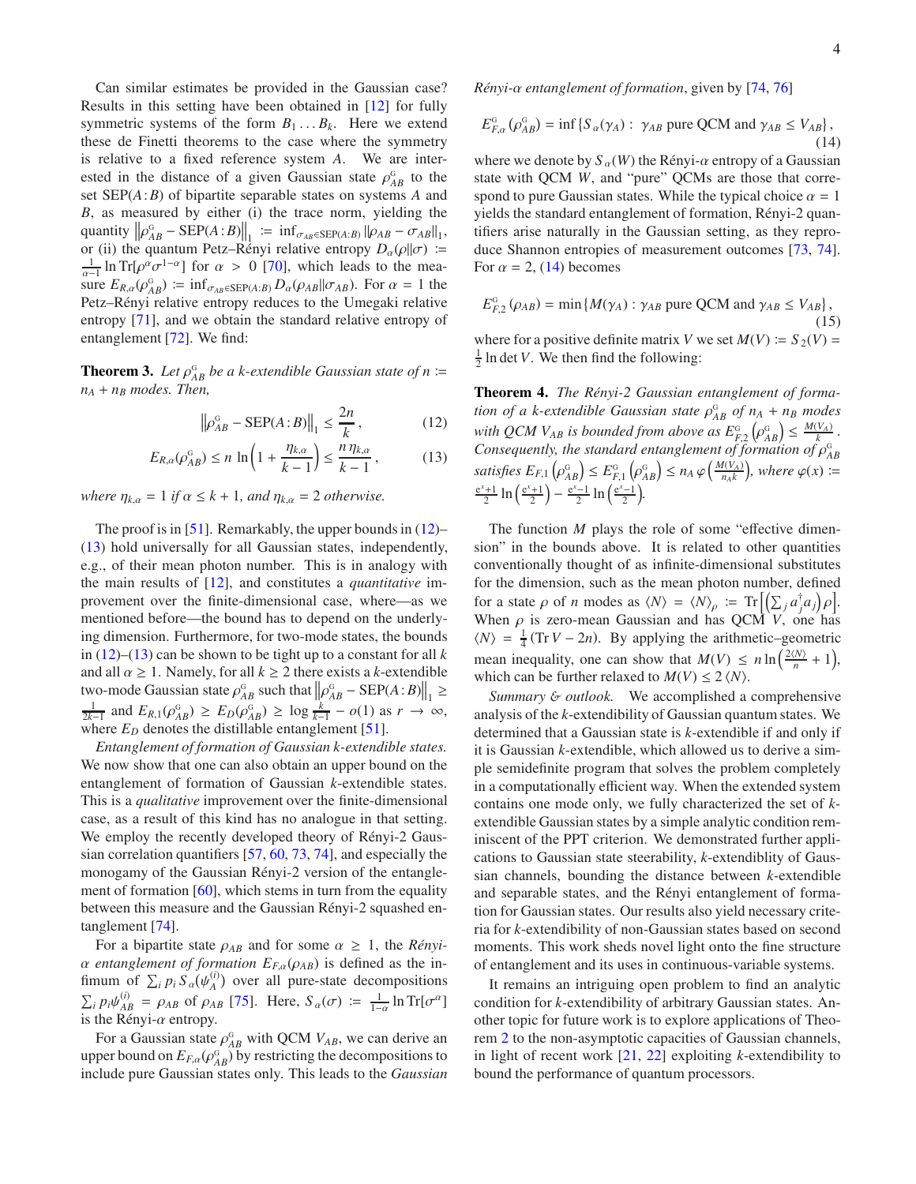Can similar estimates be provided in the Gaussian case? Results in this setting have been obtained in [12] for fully symmetric systems of the form $B_1 \dots B_k$. Here we extend these de Finetti theorems to the case where the symmetry is relative to a fixed reference system $A$. We are interested in the distance of a given Gaussian state $\rho_{AB}^{\text{G}}$ to the set $\text{SEP}(A\!:\!B)$ of bipartite separable states on systems $A$ and $B$, as measured by either (i) the trace norm, yielding the quantity $\left\|\rho_{AB}^{\text{G}} - \text{SEP}(A\!:\!B)\right\|_1 := \inf_{\sigma_{AB}\in\text{SEP}(A:B)} \|\rho_{AB} - \sigma_{AB}\|_1$, or (ii) the quantum Petz–Rényi relative entropy $D_\alpha(\rho\|\sigma) := \frac{1}{\alpha-1}\ln \text{Tr}[\rho^\alpha \sigma^{1-\alpha}]$ for $\alpha > 0$ [70], which leads to the measure $E_{R,\alpha}(\rho_{AB}^{\text{G}}) := \inf_{\sigma_{AB}\in\text{SEP}(A:B)} D_\alpha(\rho_{AB}\|\sigma_{AB})$. For $\alpha = 1$ the Petz–Rényi relative entropy reduces to the Umegaki relative entropy [71], and we obtain the standard relative entropy of entanglement [72]. We find:

**Theorem 3.** *Let $\rho_{AB}^{\text{G}}$ be a $k$-extendible Gaussian state of $n := n_A + n_B$ modes. Then,*

$$\left\|\rho_{AB}^{\text{G}} - \text{SEP}(A\!:\!B)\right\|_1 \leq \frac{2n}{k}, \tag{12}$$

$$E_{R,\alpha}(\rho_{AB}^{\text{G}}) \leq n\,\ln\left(1 + \frac{\eta_{k,\alpha}}{k-1}\right) \leq \frac{n\,\eta_{k,\alpha}}{k-1}, \tag{13}$$

*where $\eta_{k,\alpha} = 1$ if $\alpha \leq k+1$, and $\eta_{k,\alpha} = 2$ otherwise.*

The proof is in [51]. Remarkably, the upper bounds in (12)–(13) hold universally for all Gaussian states, independently, e.g., of their mean photon number. This is in analogy with the main results of [12], and constitutes a *quantitative* improvement over the finite-dimensional case, where—as we mentioned before—the bound has to depend on the underlying dimension. Furthermore, for two-mode states, the bounds in (12)–(13) can be shown to be tight up to a constant for all $k$ and all $\alpha \geq 1$. Namely, for all $k \geq 2$ there exists a $k$-extendible two-mode Gaussian state $\rho_{AB}^{\text{G}}$ such that $\left\|\rho_{AB}^{\text{G}} - \text{SEP}(A\!:\!B)\right\|_1 \geq \frac{1}{2k-1}$ and $E_{R,1}(\rho_{AB}^{\text{G}}) \geq E_D(\rho_{AB}^{\text{G}}) \geq \log\frac{k}{k-1} - o(1)$ as $r \to \infty$, where $E_D$ denotes the distillable entanglement [51].

*Entanglement of formation of Gaussian $k$-extendible states.* We now show that one can also obtain an upper bound on the entanglement of formation of Gaussian $k$-extendible states. This is a *qualitative* improvement over the finite-dimensional case, as a result of this kind has no analogue in that setting. We employ the recently developed theory of Rényi-2 Gaussian correlation quantifiers [57, 60, 73, 74], and especially the monogamy of the Gaussian Rényi-2 version of the entanglement of formation [60], which stems in turn from the equality between this measure and the Gaussian Rényi-2 squashed entanglement [74].

For a bipartite state $\rho_{AB}$ and for some $\alpha \geq 1$, the *Rényi-$\alpha$ entanglement of formation* $E_{F,\alpha}(\rho_{AB})$ is defined as the infimum of $\sum_i p_i S_\alpha(\psi_A^{(i)})$ over all pure-state decompositions $\sum_i p_i \psi_{AB}^{(i)} = \rho_{AB}$ of $\rho_{AB}$ [75]. Here, $S_\alpha(\sigma) := \frac{1}{1-\alpha}\ln \text{Tr}[\sigma^\alpha]$ is the Rényi-$\alpha$ entropy.

For a Gaussian state $\rho_{AB}^{\text{G}}$ with QCM $V_{AB}$, we can derive an upper bound on $E_{F,\alpha}(\rho_{AB}^{\text{G}})$ by restricting the decompositions to include pure Gaussian states only. This leads to the *Gaussian Rényi-$\alpha$ entanglement of formation*, given by [74, 76]

$$E_{F,\alpha}^{\text{G}}(\rho_{AB}^{\text{G}}) = \inf\left\{S_\alpha(\gamma_A) :\ \gamma_{AB} \text{ pure QCM and } \gamma_{AB} \leq V_{AB}\right\}, \tag{14}$$

where we denote by $S_\alpha(W)$ the Rényi-$\alpha$ entropy of a Gaussian state with QCM $W$, and "pure" QCMs are those that correspond to pure Gaussian states. While the typical choice $\alpha = 1$ yields the standard entanglement of formation, Rényi-2 quantifiers arise naturally in the Gaussian setting, as they reproduce Shannon entropies of measurement outcomes [73, 74]. For $\alpha = 2$, (14) becomes

$$E_{F,2}^{\text{G}}(\rho_{AB}) = \min\left\{M(\gamma_A) :\ \gamma_{AB} \text{ pure QCM and } \gamma_{AB} \leq V_{AB}\right\}, \tag{15}$$

where for a positive definite matrix $V$ we set $M(V) := S_2(V) = \frac{1}{2}\ln\det V$. We then find the following:

**Theorem 4.** *The Rényi-2 Gaussian entanglement of formation of a $k$-extendible Gaussian state $\rho_{AB}^{\text{G}}$ of $n_A + n_B$ modes with QCM $V_{AB}$ is bounded from above as $E_{F,2}^{\text{G}}\left(\rho_{AB}^{\text{G}}\right) \leq \frac{M(V_A)}{k}$. Consequently, the standard entanglement of formation of $\rho_{AB}^{\text{G}}$ satisfies $E_{F,1}\left(\rho_{AB}^{\text{G}}\right) \leq E_{F,1}^{\text{G}}\left(\rho_{AB}^{\text{G}}\right) \leq n_A\,\varphi\left(\frac{M(V_A)}{n_A k}\right)$, where $\varphi(x) := \frac{e^x+1}{2}\ln\left(\frac{e^x+1}{2}\right) - \frac{e^x-1}{2}\ln\left(\frac{e^x-1}{2}\right)$.*

The function $M$ plays the role of some "effective dimension" in the bounds above. It is related to other quantities conventionally thought of as infinite-dimensional substitutes for the dimension, such as the mean photon number, defined for a state $\rho$ of $n$ modes as $\langle N\rangle = \langle N\rangle_\rho := \text{Tr}\left[\left(\sum_j a_j^\dagger a_j\right)\rho\right]$. When $\rho$ is zero-mean Gaussian and has QCM $V$, one has $\langle N\rangle = \frac{1}{4}(\text{Tr}\,V - 2n)$. By applying the arithmetic–geometric mean inequality, one can show that $M(V) \leq n\ln\left(\frac{2\langle N\rangle}{n} + 1\right)$, which can be further relaxed to $M(V) \leq 2\langle N\rangle$.

*Summary & outlook.* We accomplished a comprehensive analysis of the $k$-extendibility of Gaussian quantum states. We determined that a Gaussian state is $k$-extendible if and only if it is Gaussian $k$-extendible, which allowed us to derive a simple semidefinite program that solves the problem completely in a computationally efficient way. When the extended system contains one mode only, we fully characterized the set of $k$-extendible Gaussian states by a simple analytic condition reminiscent of the PPT criterion. We demonstrated further applications to Gaussian state steerability, $k$-extendiblity of Gaussian channels, bounding the distance between $k$-extendible and separable states, and the Rényi entanglement of formation for Gaussian states. Our results also yield necessary criteria for $k$-extendibility of non-Gaussian states based on second moments. This work sheds novel light onto the fine structure of entanglement and its uses in continuous-variable systems.

It remains an intriguing open problem to find an analytic condition for $k$-extendibility of arbitrary Gaussian states. Another topic for future work is to explore applications of Theorem 2 to the non-asymptotic capacities of Gaussian channels, in light of recent work [21, 22] exploiting $k$-extendibility to bound the performance of quantum processors.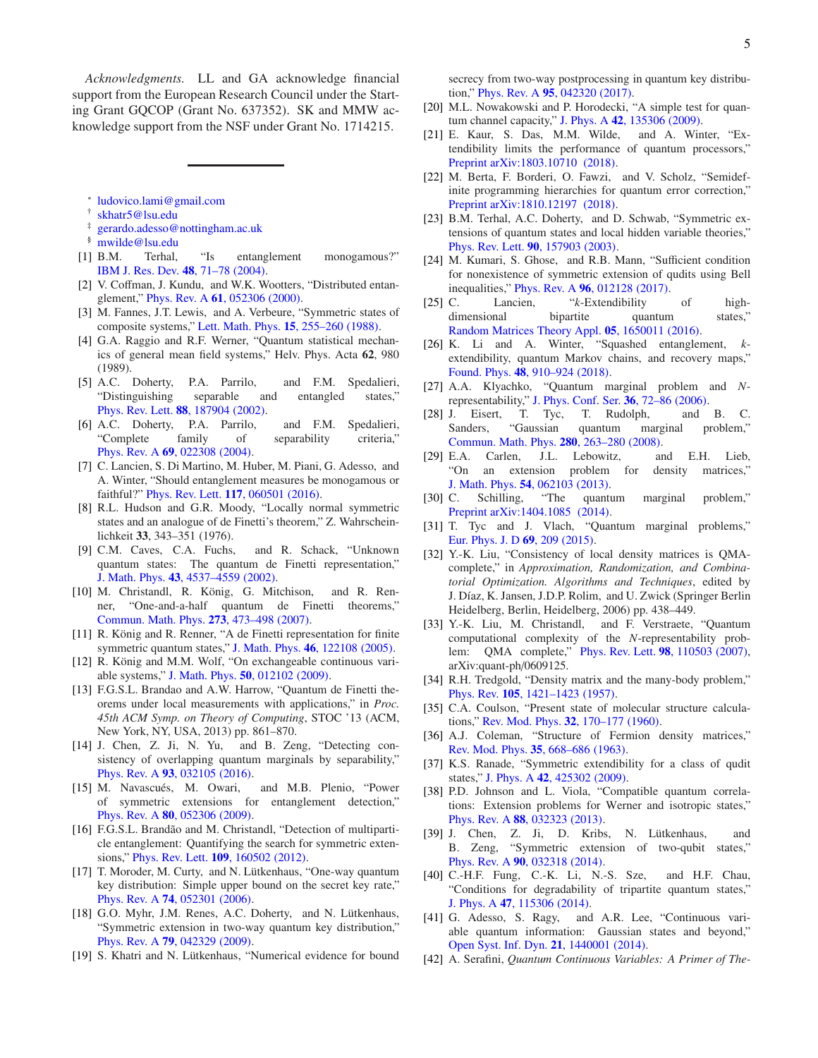*Acknowledgments.* LL and GA acknowledge financial support from the European Research Council under the Starting Grant GQCOP (Grant No. 637352). SK and MMW acknowledge support from the NSF under Grant No. 1714215.

---

* ludovico.lami@gmail.com
† skhatr5@lsu.edu
‡ gerardo.adesso@nottingham.ac.uk
§ mwilde@lsu.edu

[1] B.M. Terhal, "Is entanglement monogamous?" IBM J. Res. Dev. **48**, 71–78 (2004).

[2] V. Coffman, J. Kundu, and W.K. Wootters, "Distributed entanglement," Phys. Rev. A **61**, 052306 (2000).

[3] M. Fannes, J.T. Lewis, and A. Verbeure, "Symmetric states of composite systems," Lett. Math. Phys. **15**, 255–260 (1988).

[4] G.A. Raggio and R.F. Werner, "Quantum statistical mechanics of general mean field systems," Helv. Phys. Acta **62**, 980 (1989).

[5] A.C. Doherty, P.A. Parrilo, and F.M. Spedalieri, "Distinguishing separable and entangled states," Phys. Rev. Lett. **88**, 187904 (2002).

[6] A.C. Doherty, P.A. Parrilo, and F.M. Spedalieri, "Complete family of separability criteria," Phys. Rev. A **69**, 022308 (2004).

[7] C. Lancien, S. Di Martino, M. Huber, M. Piani, G. Adesso, and A. Winter, "Should entanglement measures be monogamous or faithful?" Phys. Rev. Lett. **117**, 060501 (2016).

[8] R.L. Hudson and G.R. Moody, "Locally normal symmetric states and an analogue of de Finetti's theorem," Z. Wahrscheinlichkeit **33**, 343–351 (1976).

[9] C.M. Caves, C.A. Fuchs, and R. Schack, "Unknown quantum states: The quantum de Finetti representation," J. Math. Phys. **43**, 4537–4559 (2002).

[10] M. Christandl, R. König, G. Mitchison, and R. Renner, "One-and-a-half quantum de Finetti theorems," Commun. Math. Phys. **273**, 473–498 (2007).

[11] R. König and R. Renner, "A de Finetti representation for finite symmetric quantum states," J. Math. Phys. **46**, 122108 (2005).

[12] R. König and M.M. Wolf, "On exchangeable continuous variable systems," J. Math. Phys. **50**, 012102 (2009).

[13] F.G.S.L. Brandao and A.W. Harrow, "Quantum de Finetti theorems under local measurements with applications," in *Proc. 45th ACM Symp. on Theory of Computing*, STOC '13 (ACM, New York, NY, USA, 2013) pp. 861–870.

[14] J. Chen, Z. Ji, N. Yu, and B. Zeng, "Detecting consistency of overlapping quantum marginals by separability," Phys. Rev. A **93**, 032105 (2016).

[15] M. Navascués, M. Owari, and M.B. Plenio, "Power of symmetric extensions for entanglement detection," Phys. Rev. A **80**, 052306 (2009).

[16] F.G.S.L. Brandão and M. Christandl, "Detection of multiparticle entanglement: Quantifying the search for symmetric extensions," Phys. Rev. Lett. **109**, 160502 (2012).

[17] T. Moroder, M. Curty, and N. Lütkenhaus, "One-way quantum key distribution: Simple upper bound on the secret key rate," Phys. Rev. A **74**, 052301 (2006).

[18] G.O. Myhr, J.M. Renes, A.C. Doherty, and N. Lütkenhaus, "Symmetric extension in two-way quantum key distribution," Phys. Rev. A **79**, 042329 (2009).

[19] S. Khatri and N. Lütkenhaus, "Numerical evidence for bound secrecy from two-way postprocessing in quantum key distribution," Phys. Rev. A **95**, 042320 (2017).

[20] M.L. Nowakowski and P. Horodecki, "A simple test for quantum channel capacity," J. Phys. A **42**, 135306 (2009).

[21] E. Kaur, S. Das, M.M. Wilde, and A. Winter, "Extendibility limits the performance of quantum processors," Preprint arXiv:1803.10710 (2018).

[22] M. Berta, F. Borderi, O. Fawzi, and V. Scholz, "Semidefinite programming hierarchies for quantum error correction," Preprint arXiv:1810.12197 (2018).

[23] B.M. Terhal, A.C. Doherty, and D. Schwab, "Symmetric extensions of quantum states and local hidden variable theories," Phys. Rev. Lett. **90**, 157903 (2003).

[24] M. Kumari, S. Ghose, and R.B. Mann, "Sufficient condition for nonexistence of symmetric extension of qudits using Bell inequalities," Phys. Rev. A **96**, 012128 (2017).

[25] C. Lancien, "$k$-Extendibility of high-dimensional bipartite quantum states," Random Matrices Theory Appl. **05**, 1650011 (2016).

[26] K. Li and A. Winter, "Squashed entanglement, $k$-extendibility, quantum Markov chains, and recovery maps," Found. Phys. **48**, 910–924 (2018).

[27] A.A. Klyachko, "Quantum marginal problem and $N$-representability," J. Phys. Conf. Ser. **36**, 72–86 (2006).

[28] J. Eisert, T. Tyc, T. Rudolph, and B. C. Sanders, "Gaussian quantum marginal problem," Commun. Math. Phys. **280**, 263–280 (2008).

[29] E.A. Carlen, J.L. Lebowitz, and E.H. Lieb, "On an extension problem for density matrices," J. Math. Phys. **54**, 062103 (2013).

[30] C. Schilling, "The quantum marginal problem," Preprint arXiv:1404.1085 (2014).

[31] T. Tyc and J. Vlach, "Quantum marginal problems," Eur. Phys. J. D **69**, 209 (2015).

[32] Y.-K. Liu, "Consistency of local density matrices is QMA-complete," in *Approximation, Randomization, and Combinatorial Optimization. Algorithms and Techniques*, edited by J. Díaz, K. Jansen, J.D.P. Rolim, and U. Zwick (Springer Berlin Heidelberg, Berlin, Heidelberg, 2006) pp. 438–449.

[33] Y.-K. Liu, M. Christandl, and F. Verstraete, "Quantum computational complexity of the $N$-representability problem: QMA complete," Phys. Rev. Lett. **98**, 110503 (2007), arXiv:quant-ph/0609125.

[34] R.H. Tredgold, "Density matrix and the many-body problem," Phys. Rev. **105**, 1421–1423 (1957).

[35] C.A. Coulson, "Present state of molecular structure calculations," Rev. Mod. Phys. **32**, 170–177 (1960).

[36] A.J. Coleman, "Structure of Fermion density matrices," Rev. Mod. Phys. **35**, 668–686 (1963).

[37] K.S. Ranade, "Symmetric extendibility for a class of qudit states," J. Phys. A **42**, 425302 (2009).

[38] P.D. Johnson and L. Viola, "Compatible quantum correlations: Extension problems for Werner and isotropic states," Phys. Rev. A **88**, 032323 (2013).

[39] J. Chen, Z. Ji, D. Kribs, N. Lütkenhaus, and B. Zeng, "Symmetric extension of two-qubit states," Phys. Rev. A **90**, 032318 (2014).

[40] C.-H.F. Fung, C.-K. Li, N.-S. Sze, and H.F. Chau, "Conditions for degradability of tripartite quantum states," J. Phys. A **47**, 115306 (2014).

[41] G. Adesso, S. Ragy, and A.R. Lee, "Continuous variable quantum information: Gaussian states and beyond," Open Syst. Inf. Dyn. **21**, 1440001 (2014).

[42] A. Serafini, *Quantum Continuous Variables: A Primer of The-*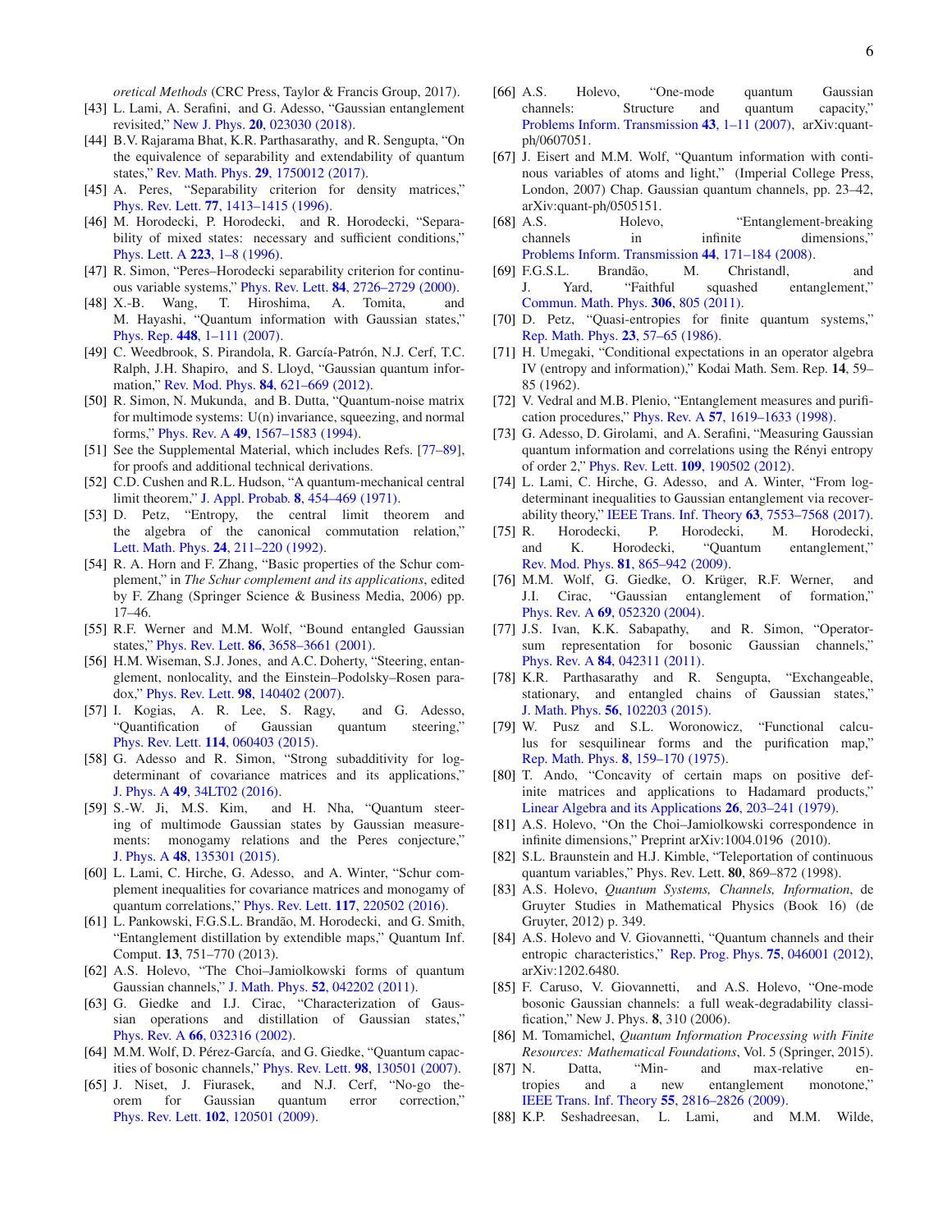oretical Methods (CRC Press, Taylor & Francis Group, 2017).

[43] L. Lami, A. Serafini, and G. Adesso, "Gaussian entanglement revisited," New J. Phys. **20**, 023030 (2018).

[44] B.V. Rajarama Bhat, K.R. Parthasarathy, and R. Sengupta, "On the equivalence of separability and extendability of quantum states," Rev. Math. Phys. **29**, 1750012 (2017).

[45] A. Peres, "Separability criterion for density matrices," Phys. Rev. Lett. **77**, 1413–1415 (1996).

[46] M. Horodecki, P. Horodecki, and R. Horodecki, "Separability of mixed states: necessary and sufficient conditions," Phys. Lett. A **223**, 1–8 (1996).

[47] R. Simon, "Peres–Horodecki separability criterion for continuous variable systems," Phys. Rev. Lett. **84**, 2726–2729 (2000).

[48] X.-B. Wang, T. Hiroshima, A. Tomita, and M. Hayashi, "Quantum information with Gaussian states," Phys. Rep. **448**, 1–111 (2007).

[49] C. Weedbrook, S. Pirandola, R. García-Patrón, N.J. Cerf, T.C. Ralph, J.H. Shapiro, and S. Lloyd, "Gaussian quantum information," Rev. Mod. Phys. **84**, 621–669 (2012).

[50] R. Simon, N. Mukunda, and B. Dutta, "Quantum-noise matrix for multimode systems: U(n) invariance, squeezing, and normal forms," Phys. Rev. A **49**, 1567–1583 (1994).

[51] See the Supplemental Material, which includes Refs. [77–89], for proofs and additional technical derivations.

[52] C.D. Cushen and R.L. Hudson, "A quantum-mechanical central limit theorem," J. Appl. Probab. **8**, 454–469 (1971).

[53] D. Petz, "Entropy, the central limit theorem and the algebra of the canonical commutation relation," Lett. Math. Phys. **24**, 211–220 (1992).

[54] R. A. Horn and F. Zhang, "Basic properties of the Schur complement," in *The Schur complement and its applications*, edited by F. Zhang (Springer Science & Business Media, 2006) pp. 17–46.

[55] R.F. Werner and M.M. Wolf, "Bound entangled Gaussian states," Phys. Rev. Lett. **86**, 3658–3661 (2001).

[56] H.M. Wiseman, S.J. Jones, and A.C. Doherty, "Steering, entanglement, nonlocality, and the Einstein–Podolsky–Rosen paradox," Phys. Rev. Lett. **98**, 140402 (2007).

[57] I. Kogias, A. R. Lee, S. Ragy, and G. Adesso, "Quantification of Gaussian quantum steering," Phys. Rev. Lett. **114**, 060403 (2015).

[58] G. Adesso and R. Simon, "Strong subadditivity for log-determinant of covariance matrices and its applications," J. Phys. A **49**, 34LT02 (2016).

[59] S.-W. Ji, M.S. Kim, and H. Nha, "Quantum steering of multimode Gaussian states by Gaussian measurements: monogamy relations and the Peres conjecture," J. Phys. A **48**, 135301 (2015).

[60] L. Lami, C. Hirche, G. Adesso, and A. Winter, "Schur complement inequalities for covariance matrices and monogamy of quantum correlations," Phys. Rev. Lett. **117**, 220502 (2016).

[61] L. Pankowski, F.G.S.L. Brandão, M. Horodecki, and G. Smith, "Entanglement distillation by extendible maps," Quantum Inf. Comput. **13**, 751–770 (2013).

[62] A.S. Holevo, "The Choi–Jamiolkowski forms of quantum Gaussian channels," J. Math. Phys. **52**, 042202 (2011).

[63] G. Giedke and I.J. Cirac, "Characterization of Gaussian operations and distillation of Gaussian states," Phys. Rev. A **66**, 032316 (2002).

[64] M.M. Wolf, D. Pérez-García, and G. Giedke, "Quantum capacities of bosonic channels," Phys. Rev. Lett. **98**, 130501 (2007).

[65] J. Niset, J. Fiurasek, and N.J. Cerf, "No-go theorem for Gaussian quantum error correction," Phys. Rev. Lett. **102**, 120501 (2009).

[66] A.S. Holevo, "One-mode quantum Gaussian channels: Structure and quantum capacity," Problems Inform. Transmission **43**, 1–11 (2007), arXiv:quant-ph/0607051.

[67] J. Eisert and M.M. Wolf, "Quantum information with continous variables of atoms and light," (Imperial College Press, London, 2007) Chap. Gaussian quantum channels, pp. 23–42, arXiv:quant-ph/0505151.

[68] A.S. Holevo, "Entanglement-breaking channels in infinite dimensions," Problems Inform. Transmission **44**, 171–184 (2008).

[69] F.G.S.L. Brandão, M. Christandl, and J. Yard, "Faithful squashed entanglement," Commun. Math. Phys. **306**, 805 (2011).

[70] D. Petz, "Quasi-entropies for finite quantum systems," Rep. Math. Phys. **23**, 57–65 (1986).

[71] H. Umegaki, "Conditional expectations in an operator algebra IV (entropy and information)," Kodai Math. Sem. Rep. **14**, 59–85 (1962).

[72] V. Vedral and M.B. Plenio, "Entanglement measures and purification procedures," Phys. Rev. A **57**, 1619–1633 (1998).

[73] G. Adesso, D. Girolami, and A. Serafini, "Measuring Gaussian quantum information and correlations using the Rényi entropy of order 2," Phys. Rev. Lett. **109**, 190502 (2012).

[74] L. Lami, C. Hirche, G. Adesso, and A. Winter, "From log-determinant inequalities to Gaussian entanglement via recoverability theory," IEEE Trans. Inf. Theory **63**, 7553–7568 (2017).

[75] R. Horodecki, P. Horodecki, M. Horodecki, and K. Horodecki, "Quantum entanglement," Rev. Mod. Phys. **81**, 865–942 (2009).

[76] M.M. Wolf, G. Giedke, O. Krüger, R.F. Werner, and J.I. Cirac, "Gaussian entanglement of formation," Phys. Rev. A **69**, 052320 (2004).

[77] J.S. Ivan, K.K. Sabapathy, and R. Simon, "Operator-sum representation for bosonic Gaussian channels," Phys. Rev. A **84**, 042311 (2011).

[78] K.R. Parthasarathy and R. Sengupta, "Exchangeable, stationary, and entangled chains of Gaussian states," J. Math. Phys. **56**, 102203 (2015).

[79] W. Pusz and S.L. Woronowicz, "Functional calculus for sesquilinear forms and the purification map," Rep. Math. Phys. **8**, 159–170 (1975).

[80] T. Ando, "Concavity of certain maps on positive definite matrices and applications to Hadamard products," Linear Algebra and its Applications **26**, 203–241 (1979).

[81] A.S. Holevo, "On the Choi–Jamiolkowski correspondence in infinite dimensions," Preprint arXiv:1004.0196 (2010).

[82] S.L. Braunstein and H.J. Kimble, "Teleportation of continuous quantum variables," Phys. Rev. Lett. **80**, 869–872 (1998).

[83] A.S. Holevo, *Quantum Systems, Channels, Information*, de Gruyter Studies in Mathematical Physics (Book 16) (de Gruyter, 2012) p. 349.

[84] A.S. Holevo and V. Giovannetti, "Quantum channels and their entropic characteristics," Rep. Prog. Phys. **75**, 046001 (2012), arXiv:1202.6480.

[85] F. Caruso, V. Giovannetti, and A.S. Holevo, "One-mode bosonic Gaussian channels: a full weak-degradability classification," New J. Phys. **8**, 310 (2006).

[86] M. Tomamichel, *Quantum Information Processing with Finite Resources: Mathematical Foundations*, Vol. 5 (Springer, 2015).

[87] N. Datta, "Min- and max-relative entropies and a new entanglement monotone," IEEE Trans. Inf. Theory **55**, 2816–2826 (2009).

[88] K.P. Seshadreesan, L. Lami, and M.M. Wilde,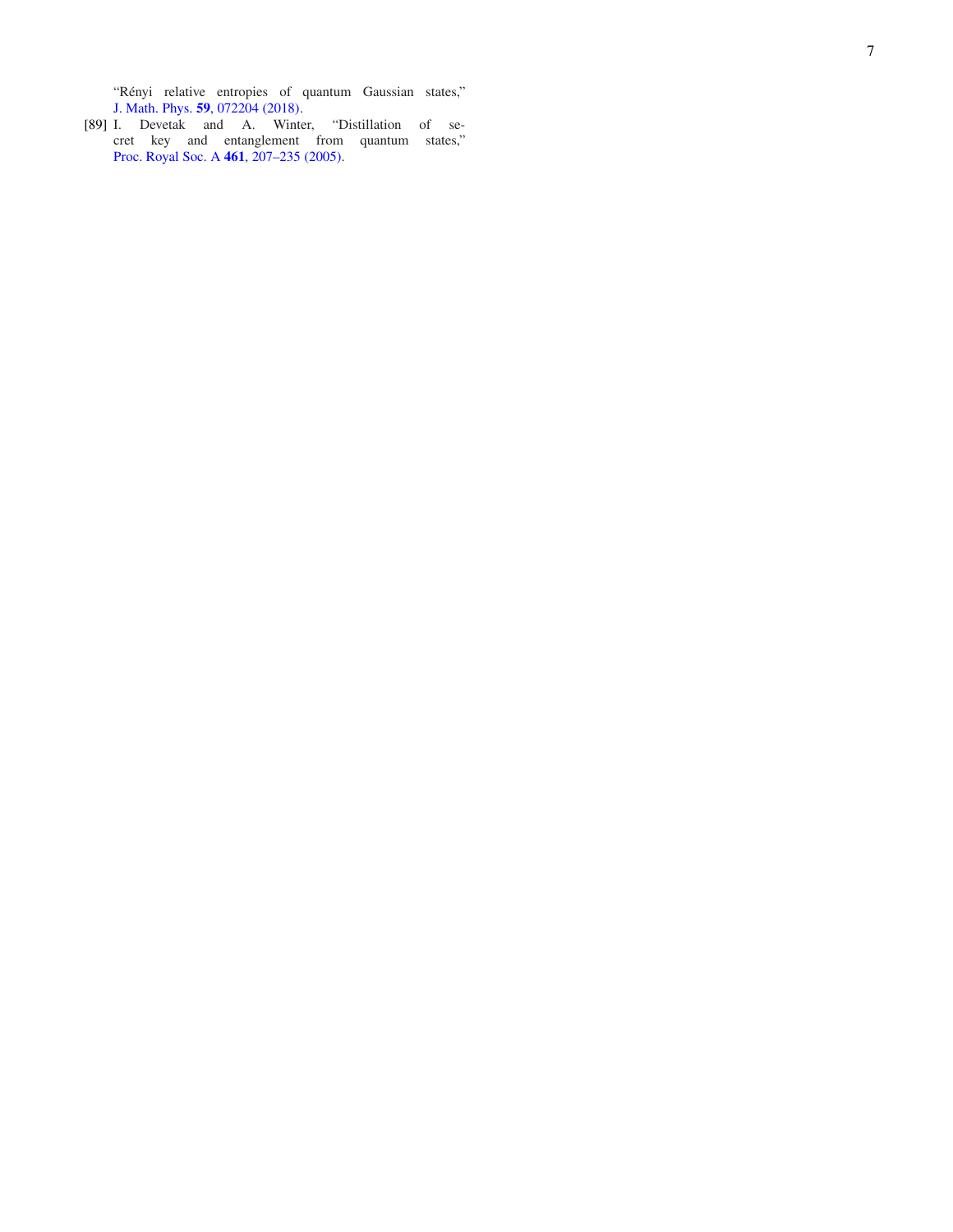"Rényi relative entropies of quantum Gaussian states," J. Math. Phys. **59**, 072204 (2018).

[89] I. Devetak and A. Winter, "Distillation of secret key and entanglement from quantum states," Proc. Royal Soc. A **461**, 207–235 (2005).